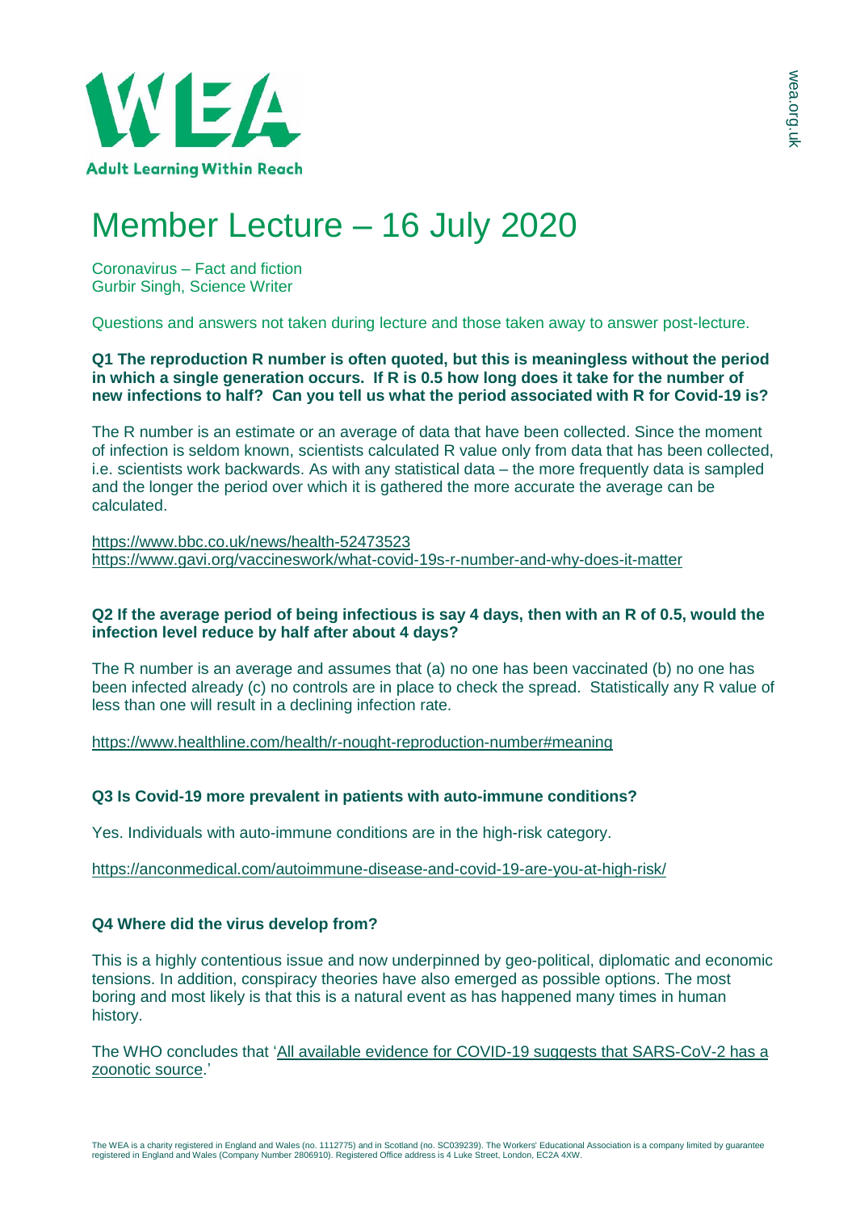# Member Lecture – 16 July 2020

Coronavirus – Fact and fiction
Gurbir Singh, Science Writer

Questions and answers not taken during lecture and those taken away to answer post-lecture.

**Q1 The reproduction R number is often quoted, but this is meaningless without the period in which a single generation occurs. If R is 0.5 how long does it take for the number of new infections to half? Can you tell us what the period associated with R for Covid-19 is?**

The R number is an estimate or an average of data that have been collected. Since the moment of infection is seldom known, scientists calculated R value only from data that has been collected, i.e. scientists work backwards. As with any statistical data – the more frequently data is sampled and the longer the period over which it is gathered the more accurate the average can be calculated.

https://www.bbc.co.uk/news/health-52473523
https://www.gavi.org/vaccineswork/what-covid-19s-r-number-and-why-does-it-matter

**Q2 If the average period of being infectious is say 4 days, then with an R of 0.5, would the infection level reduce by half after about 4 days?**

The R number is an average and assumes that (a) no one has been vaccinated (b) no one has been infected already (c) no controls are in place to check the spread. Statistically any R value of less than one will result in a declining infection rate.

https://www.healthline.com/health/r-nought-reproduction-number#meaning

**Q3 Is Covid-19 more prevalent in patients with auto-immune conditions?**

Yes. Individuals with auto-immune conditions are in the high-risk category.

https://anconmedical.com/autoimmune-disease-and-covid-19-are-you-at-high-risk/

**Q4 Where did the virus develop from?**

This is a highly contentious issue and now underpinned by geo-political, diplomatic and economic tensions. In addition, conspiracy theories have also emerged as possible options. The most boring and most likely is that this is a natural event as has happened many times in human history.

The WHO concludes that 'All available evidence for COVID-19 suggests that SARS-CoV-2 has a zoonotic source.'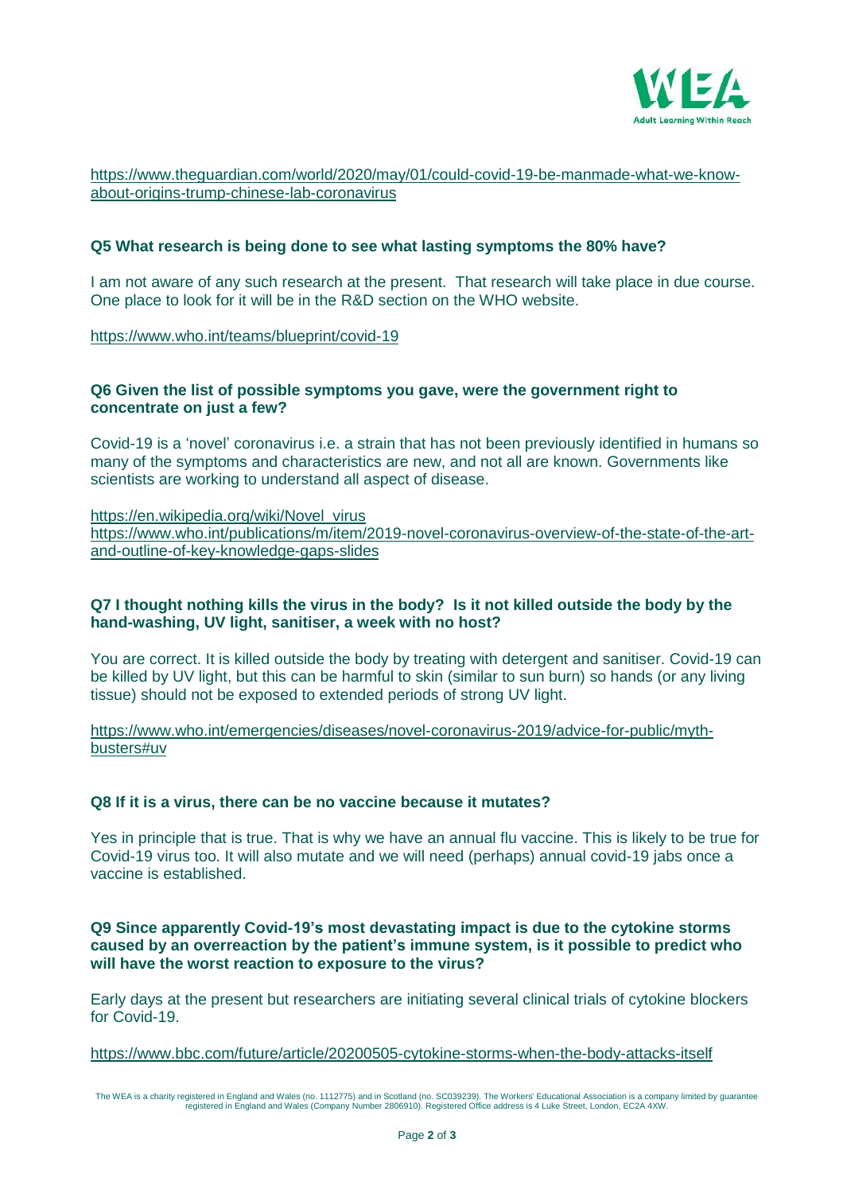https://www.theguardian.com/world/2020/may/01/could-covid-19-be-manmade-what-we-know-about-origins-trump-chinese-lab-coronavirus

**Q5 What research is being done to see what lasting symptoms the 80% have?**

I am not aware of any such research at the present. That research will take place in due course. One place to look for it will be in the R&D section on the WHO website.

https://www.who.int/teams/blueprint/covid-19

**Q6 Given the list of possible symptoms you gave, were the government right to concentrate on just a few?**

Covid-19 is a 'novel' coronavirus i.e. a strain that has not been previously identified in humans so many of the symptoms and characteristics are new, and not all are known. Governments like scientists are working to understand all aspect of disease.

https://en.wikipedia.org/wiki/Novel_virus
https://www.who.int/publications/m/item/2019-novel-coronavirus-overview-of-the-state-of-the-art-and-outline-of-key-knowledge-gaps-slides

**Q7 I thought nothing kills the virus in the body? Is it not killed outside the body by the hand-washing, UV light, sanitiser, a week with no host?**

You are correct. It is killed outside the body by treating with detergent and sanitiser. Covid-19 can be killed by UV light, but this can be harmful to skin (similar to sun burn) so hands (or any living tissue) should not be exposed to extended periods of strong UV light.

https://www.who.int/emergencies/diseases/novel-coronavirus-2019/advice-for-public/myth-busters#uv

**Q8 If it is a virus, there can be no vaccine because it mutates?**

Yes in principle that is true. That is why we have an annual flu vaccine. This is likely to be true for Covid-19 virus too. It will also mutate and we will need (perhaps) annual covid-19 jabs once a vaccine is established.

**Q9 Since apparently Covid-19's most devastating impact is due to the cytokine storms caused by an overreaction by the patient's immune system, is it possible to predict who will have the worst reaction to exposure to the virus?**

Early days at the present but researchers are initiating several clinical trials of cytokine blockers for Covid-19.

https://www.bbc.com/future/article/20200505-cytokine-storms-when-the-body-attacks-itself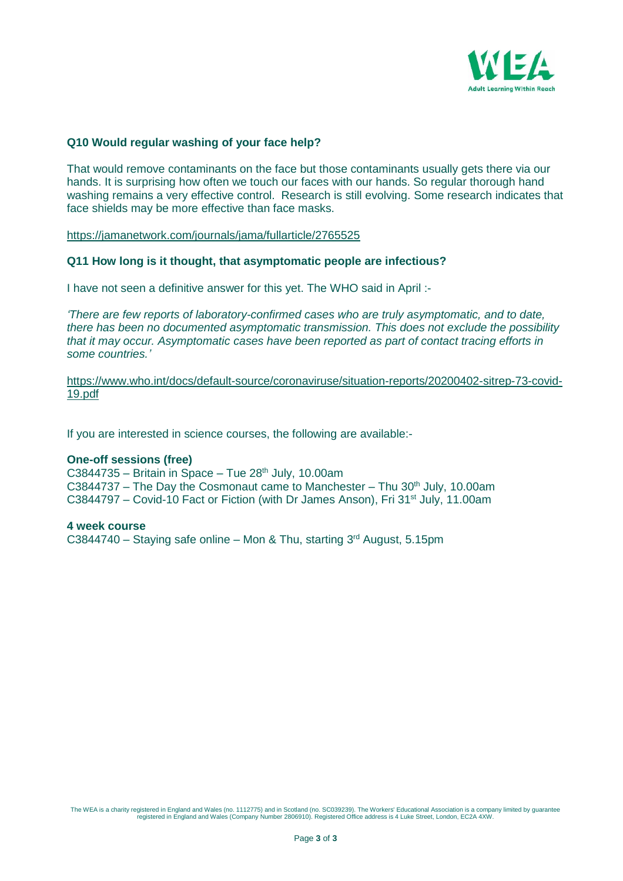### Q10 Would regular washing of your face help?

That would remove contaminants on the face but those contaminants usually gets there via our hands. It is surprising how often we touch our faces with our hands. So regular thorough hand washing remains a very effective control. Research is still evolving. Some research indicates that face shields may be more effective than face masks.

https://jamanetwork.com/journals/jama/fullarticle/2765525

### Q11 How long is it thought, that asymptomatic people are infectious?

I have not seen a definitive answer for this yet. The WHO said in April :-

*'There are few reports of laboratory-confirmed cases who are truly asymptomatic, and to date, there has been no documented asymptomatic transmission. This does not exclude the possibility that it may occur. Asymptomatic cases have been reported as part of contact tracing efforts in some countries.'*

https://www.who.int/docs/default-source/coronaviruse/situation-reports/20200402-sitrep-73-covid-19.pdf

If you are interested in science courses, the following are available:-

**One-off sessions (free)**

C3844735 – Britain in Space – Tue 28th July, 10.00am
C3844737 – The Day the Cosmonaut came to Manchester – Thu 30th July, 10.00am
C3844797 – Covid-10 Fact or Fiction (with Dr James Anson), Fri 31st July, 11.00am

**4 week course**

C3844740 – Staying safe online – Mon & Thu, starting 3rd August, 5.15pm

The WEA is a charity registered in England and Wales (no. 1112775) and in Scotland (no. SC039239). The Workers' Educational Association is a company limited by guarantee registered in England and Wales (Company Number 2806910). Registered Office address is 4 Luke Street, London, EC2A 4XW.